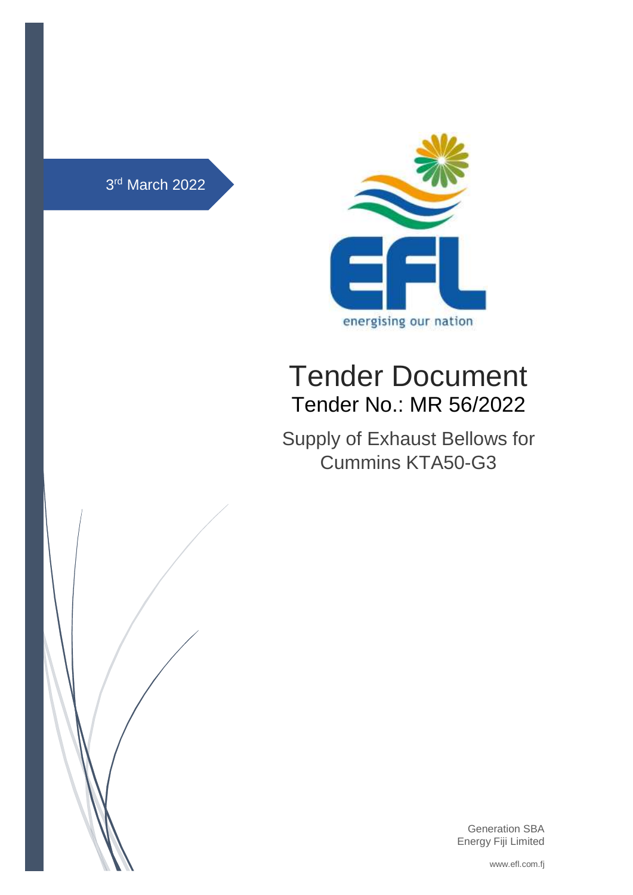3rd March 2022

energising our nation

# Tender Document

## Tender No.: MR 56/2022

Supply of Exhaust Bellows for Cummins KTA50-G3

Generation SBA
Energy Fiji Limited

www.efl.com.fj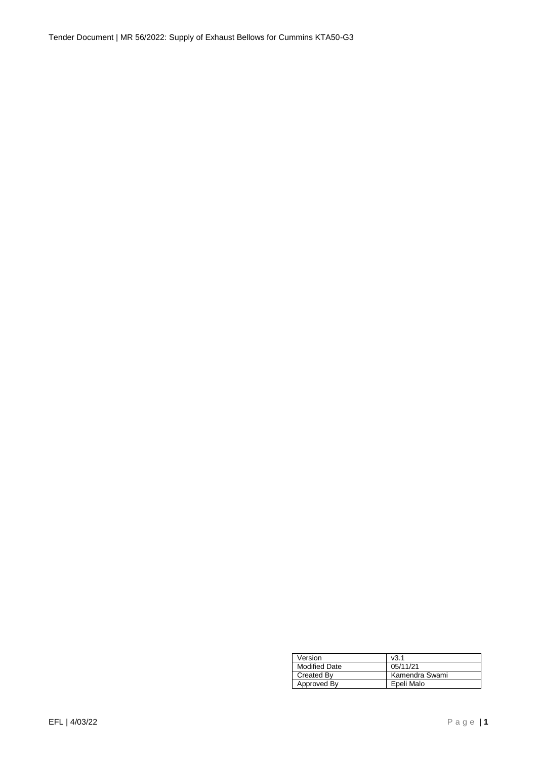| Version | v3.1 |
| --- | --- |
| Modified Date | 05/11/21 |
| Created By | Kamendra Swami |
| Approved By | Epeli Malo |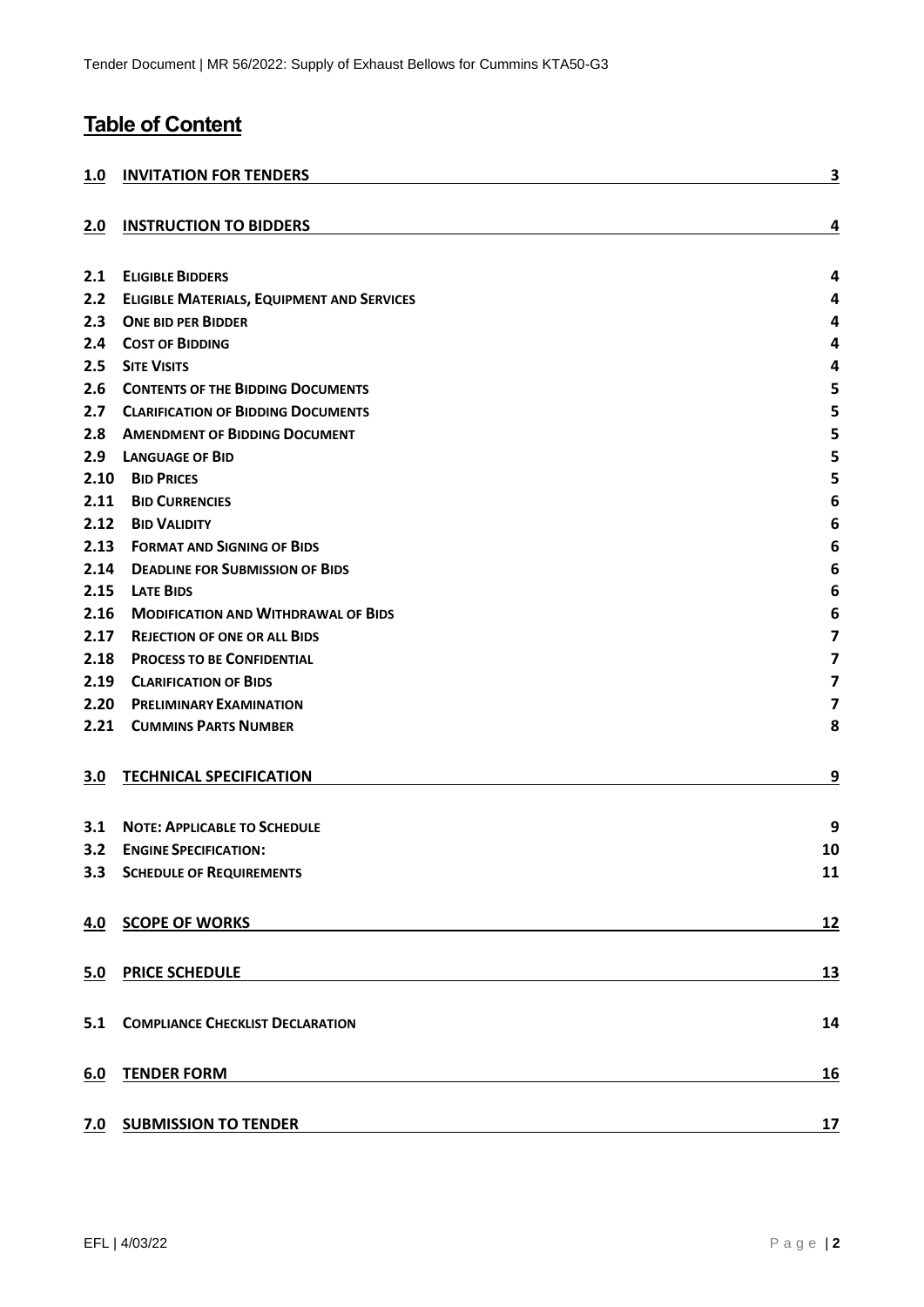# Table of Content

| | | |
|---|---|---|
| **1.0** | **INVITATION FOR TENDERS** | **3** |
| **2.0** | **INSTRUCTION TO BIDDERS** | **4** |
| **2.1** | **ELIGIBLE BIDDERS** | **4** |
| **2.2** | **ELIGIBLE MATERIALS, EQUIPMENT AND SERVICES** | **4** |
| **2.3** | **ONE BID PER BIDDER** | **4** |
| **2.4** | **COST OF BIDDING** | **4** |
| **2.5** | **SITE VISITS** | **4** |
| **2.6** | **CONTENTS OF THE BIDDING DOCUMENTS** | **5** |
| **2.7** | **CLARIFICATION OF BIDDING DOCUMENTS** | **5** |
| **2.8** | **AMENDMENT OF BIDDING DOCUMENT** | **5** |
| **2.9** | **LANGUAGE OF BID** | **5** |
| **2.10** | **BID PRICES** | **5** |
| **2.11** | **BID CURRENCIES** | **6** |
| **2.12** | **BID VALIDITY** | **6** |
| **2.13** | **FORMAT AND SIGNING OF BIDS** | **6** |
| **2.14** | **DEADLINE FOR SUBMISSION OF BIDS** | **6** |
| **2.15** | **LATE BIDS** | **6** |
| **2.16** | **MODIFICATION AND WITHDRAWAL OF BIDS** | **6** |
| **2.17** | **REJECTION OF ONE OR ALL BIDS** | **7** |
| **2.18** | **PROCESS TO BE CONFIDENTIAL** | **7** |
| **2.19** | **CLARIFICATION OF BIDS** | **7** |
| **2.20** | **PRELIMINARY EXAMINATION** | **7** |
| **2.21** | **CUMMINS PARTS NUMBER** | **8** |
| **3.0** | **TECHNICAL SPECIFICATION** | **9** |
| **3.1** | **NOTE: APPLICABLE TO SCHEDULE** | **9** |
| **3.2** | **ENGINE SPECIFICATION:** | **10** |
| **3.3** | **SCHEDULE OF REQUIREMENTS** | **11** |
| **4.0** | **SCOPE OF WORKS** | **12** |
| **5.0** | **PRICE SCHEDULE** | **13** |
| **5.1** | **COMPLIANCE CHECKLIST DECLARATION** | **14** |
| **6.0** | **TENDER FORM** | **16** |
| **7.0** | **SUBMISSION TO TENDER** | **17** |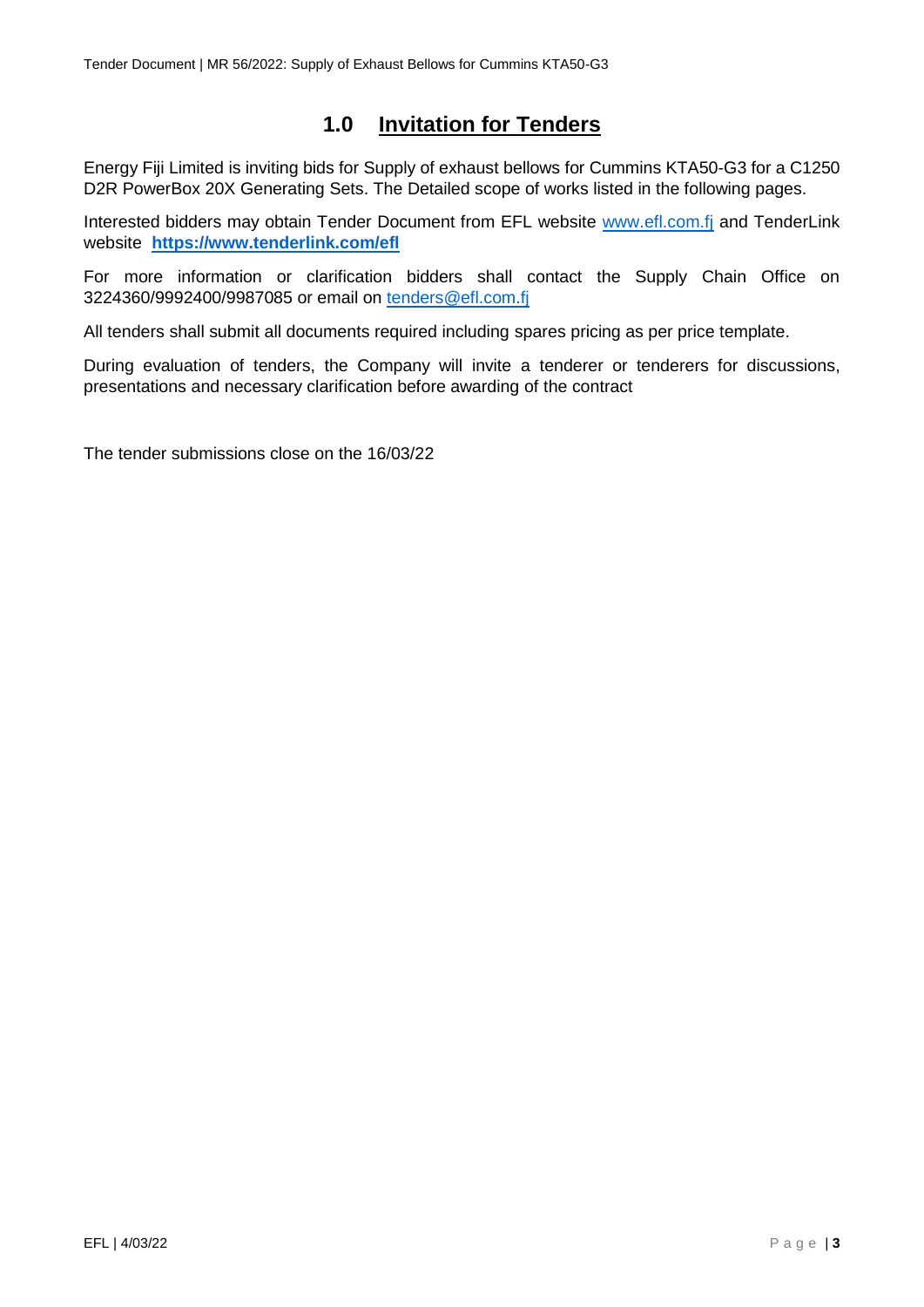# 1.0 Invitation for Tenders

Energy Fiji Limited is inviting bids for Supply of exhaust bellows for Cummins KTA50-G3 for a C1250 D2R PowerBox 20X Generating Sets. The Detailed scope of works listed in the following pages.

Interested bidders may obtain Tender Document from EFL website www.efl.com.fj and TenderLink website **https://www.tenderlink.com/efl**

For more information or clarification bidders shall contact the Supply Chain Office on 3224360/9992400/9987085 or email on tenders@efl.com.fj

All tenders shall submit all documents required including spares pricing as per price template.

During evaluation of tenders, the Company will invite a tenderer or tenderers for discussions, presentations and necessary clarification before awarding of the contract

The tender submissions close on the 16/03/22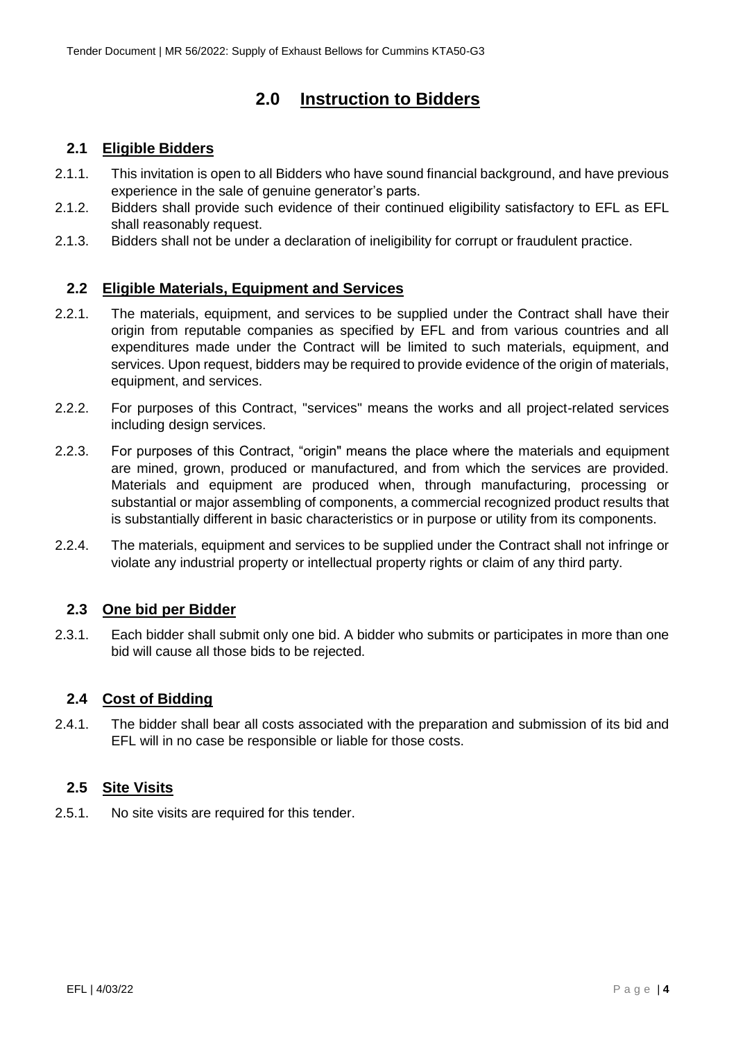# 2.0 Instruction to Bidders

## 2.1 Eligible Bidders

2.1.1. This invitation is open to all Bidders who have sound financial background, and have previous experience in the sale of genuine generator's parts.

2.1.2. Bidders shall provide such evidence of their continued eligibility satisfactory to EFL as EFL shall reasonably request.

2.1.3. Bidders shall not be under a declaration of ineligibility for corrupt or fraudulent practice.

## 2.2 Eligible Materials, Equipment and Services

2.2.1. The materials, equipment, and services to be supplied under the Contract shall have their origin from reputable companies as specified by EFL and from various countries and all expenditures made under the Contract will be limited to such materials, equipment, and services. Upon request, bidders may be required to provide evidence of the origin of materials, equipment, and services.

2.2.2. For purposes of this Contract, "services" means the works and all project-related services including design services.

2.2.3. For purposes of this Contract, "origin" means the place where the materials and equipment are mined, grown, produced or manufactured, and from which the services are provided. Materials and equipment are produced when, through manufacturing, processing or substantial or major assembling of components, a commercial recognized product results that is substantially different in basic characteristics or in purpose or utility from its components.

2.2.4. The materials, equipment and services to be supplied under the Contract shall not infringe or violate any industrial property or intellectual property rights or claim of any third party.

## 2.3 One bid per Bidder

2.3.1. Each bidder shall submit only one bid. A bidder who submits or participates in more than one bid will cause all those bids to be rejected.

## 2.4 Cost of Bidding

2.4.1. The bidder shall bear all costs associated with the preparation and submission of its bid and EFL will in no case be responsible or liable for those costs.

## 2.5 Site Visits

2.5.1. No site visits are required for this tender.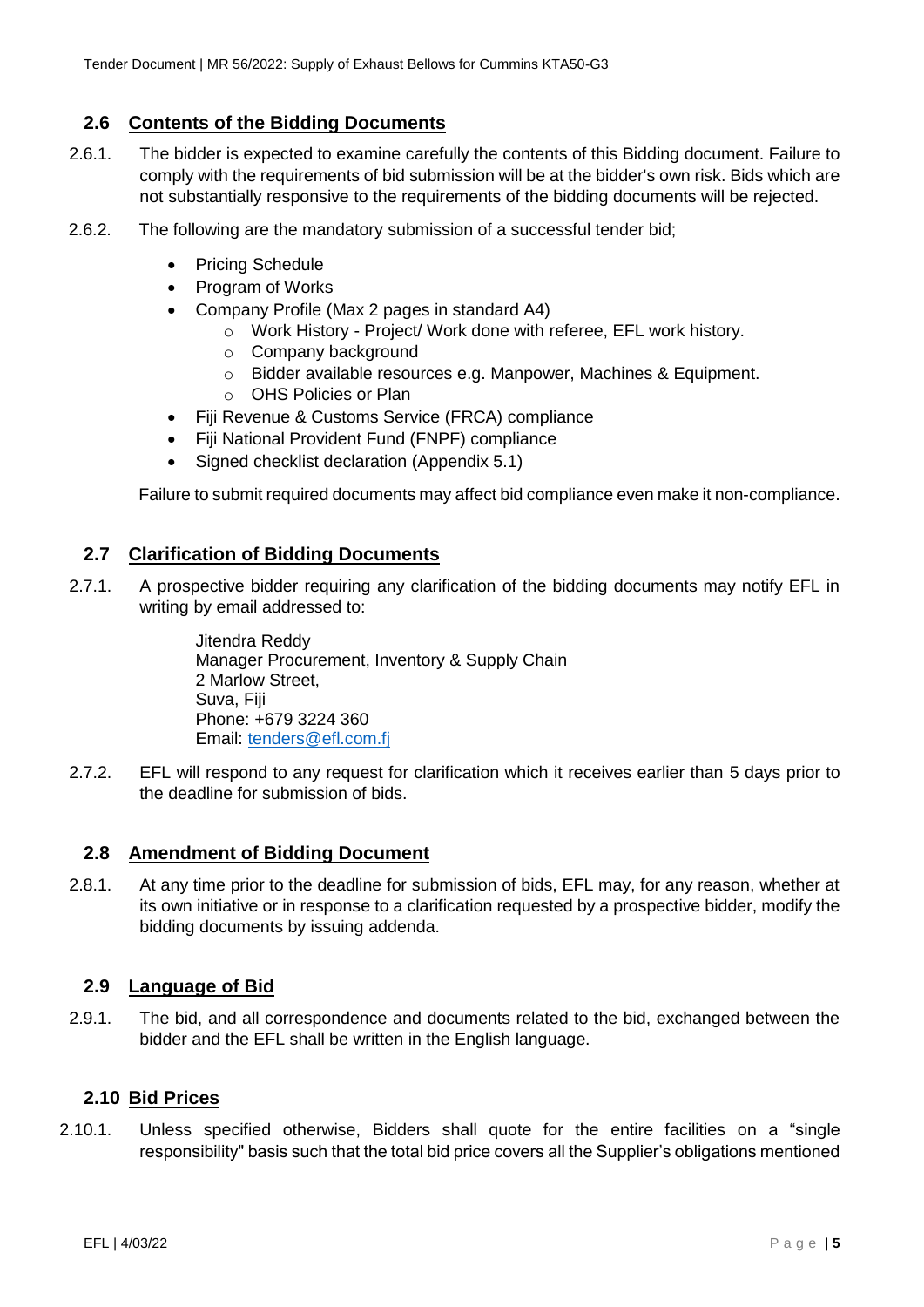## 2.6 Contents of the Bidding Documents

2.6.1. The bidder is expected to examine carefully the contents of this Bidding document. Failure to comply with the requirements of bid submission will be at the bidder's own risk. Bids which are not substantially responsive to the requirements of the bidding documents will be rejected.

2.6.2. The following are the mandatory submission of a successful tender bid;

- Pricing Schedule
- Program of Works
- Company Profile (Max 2 pages in standard A4)
  - Work History - Project/ Work done with referee, EFL work history.
  - Company background
  - Bidder available resources e.g. Manpower, Machines & Equipment.
  - OHS Policies or Plan
- Fiji Revenue & Customs Service (FRCA) compliance
- Fiji National Provident Fund (FNPF) compliance
- Signed checklist declaration (Appendix 5.1)

Failure to submit required documents may affect bid compliance even make it non-compliance.

## 2.7 Clarification of Bidding Documents

2.7.1. A prospective bidder requiring any clarification of the bidding documents may notify EFL in writing by email addressed to:

Jitendra Reddy
Manager Procurement, Inventory & Supply Chain
2 Marlow Street,
Suva, Fiji
Phone: +679 3224 360
Email: tenders@efl.com.fj

2.7.2. EFL will respond to any request for clarification which it receives earlier than 5 days prior to the deadline for submission of bids.

## 2.8 Amendment of Bidding Document

2.8.1. At any time prior to the deadline for submission of bids, EFL may, for any reason, whether at its own initiative or in response to a clarification requested by a prospective bidder, modify the bidding documents by issuing addenda.

## 2.9 Language of Bid

2.9.1. The bid, and all correspondence and documents related to the bid, exchanged between the bidder and the EFL shall be written in the English language.

## 2.10 Bid Prices

2.10.1. Unless specified otherwise, Bidders shall quote for the entire facilities on a "single responsibility" basis such that the total bid price covers all the Supplier's obligations mentioned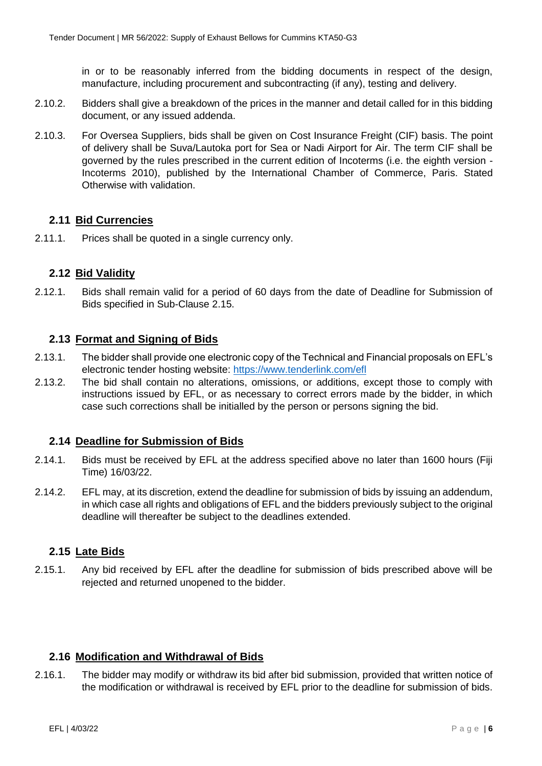in or to be reasonably inferred from the bidding documents in respect of the design, manufacture, including procurement and subcontracting (if any), testing and delivery.

2.10.2. Bidders shall give a breakdown of the prices in the manner and detail called for in this bidding document, or any issued addenda.

2.10.3. For Oversea Suppliers, bids shall be given on Cost Insurance Freight (CIF) basis. The point of delivery shall be Suva/Lautoka port for Sea or Nadi Airport for Air. The term CIF shall be governed by the rules prescribed in the current edition of Incoterms (i.e. the eighth version - Incoterms 2010), published by the International Chamber of Commerce, Paris. Stated Otherwise with validation.

## 2.11 Bid Currencies

2.11.1. Prices shall be quoted in a single currency only.

## 2.12 Bid Validity

2.12.1. Bids shall remain valid for a period of 60 days from the date of Deadline for Submission of Bids specified in Sub-Clause 2.15.

## 2.13 Format and Signing of Bids

2.13.1. The bidder shall provide one electronic copy of the Technical and Financial proposals on EFL's electronic tender hosting website: https://www.tenderlink.com/efl

2.13.2. The bid shall contain no alterations, omissions, or additions, except those to comply with instructions issued by EFL, or as necessary to correct errors made by the bidder, in which case such corrections shall be initialled by the person or persons signing the bid.

## 2.14 Deadline for Submission of Bids

2.14.1. Bids must be received by EFL at the address specified above no later than 1600 hours (Fiji Time) 16/03/22.

2.14.2. EFL may, at its discretion, extend the deadline for submission of bids by issuing an addendum, in which case all rights and obligations of EFL and the bidders previously subject to the original deadline will thereafter be subject to the deadlines extended.

## 2.15 Late Bids

2.15.1. Any bid received by EFL after the deadline for submission of bids prescribed above will be rejected and returned unopened to the bidder.

## 2.16 Modification and Withdrawal of Bids

2.16.1. The bidder may modify or withdraw its bid after bid submission, provided that written notice of the modification or withdrawal is received by EFL prior to the deadline for submission of bids.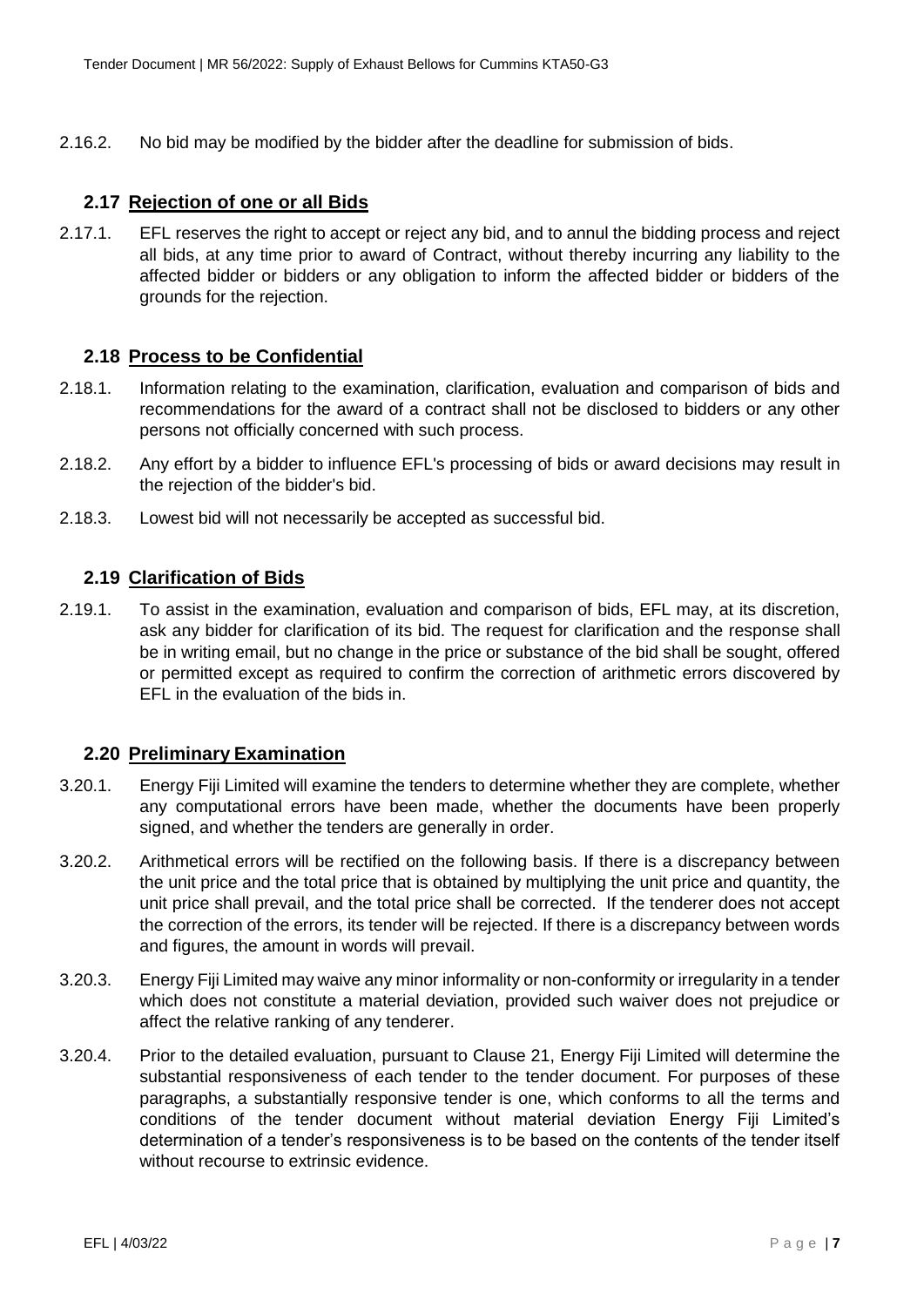2.16.2. No bid may be modified by the bidder after the deadline for submission of bids.

## 2.17 Rejection of one or all Bids

2.17.1. EFL reserves the right to accept or reject any bid, and to annul the bidding process and reject all bids, at any time prior to award of Contract, without thereby incurring any liability to the affected bidder or bidders or any obligation to inform the affected bidder or bidders of the grounds for the rejection.

## 2.18 Process to be Confidential

2.18.1. Information relating to the examination, clarification, evaluation and comparison of bids and recommendations for the award of a contract shall not be disclosed to bidders or any other persons not officially concerned with such process.

2.18.2. Any effort by a bidder to influence EFL's processing of bids or award decisions may result in the rejection of the bidder's bid.

2.18.3. Lowest bid will not necessarily be accepted as successful bid.

## 2.19 Clarification of Bids

2.19.1. To assist in the examination, evaluation and comparison of bids, EFL may, at its discretion, ask any bidder for clarification of its bid. The request for clarification and the response shall be in writing email, but no change in the price or substance of the bid shall be sought, offered or permitted except as required to confirm the correction of arithmetic errors discovered by EFL in the evaluation of the bids in.

## 2.20 Preliminary Examination

3.20.1. Energy Fiji Limited will examine the tenders to determine whether they are complete, whether any computational errors have been made, whether the documents have been properly signed, and whether the tenders are generally in order.

3.20.2. Arithmetical errors will be rectified on the following basis. If there is a discrepancy between the unit price and the total price that is obtained by multiplying the unit price and quantity, the unit price shall prevail, and the total price shall be corrected. If the tenderer does not accept the correction of the errors, its tender will be rejected. If there is a discrepancy between words and figures, the amount in words will prevail.

3.20.3. Energy Fiji Limited may waive any minor informality or non-conformity or irregularity in a tender which does not constitute a material deviation, provided such waiver does not prejudice or affect the relative ranking of any tenderer.

3.20.4. Prior to the detailed evaluation, pursuant to Clause 21, Energy Fiji Limited will determine the substantial responsiveness of each tender to the tender document. For purposes of these paragraphs, a substantially responsive tender is one, which conforms to all the terms and conditions of the tender document without material deviation Energy Fiji Limited's determination of a tender's responsiveness is to be based on the contents of the tender itself without recourse to extrinsic evidence.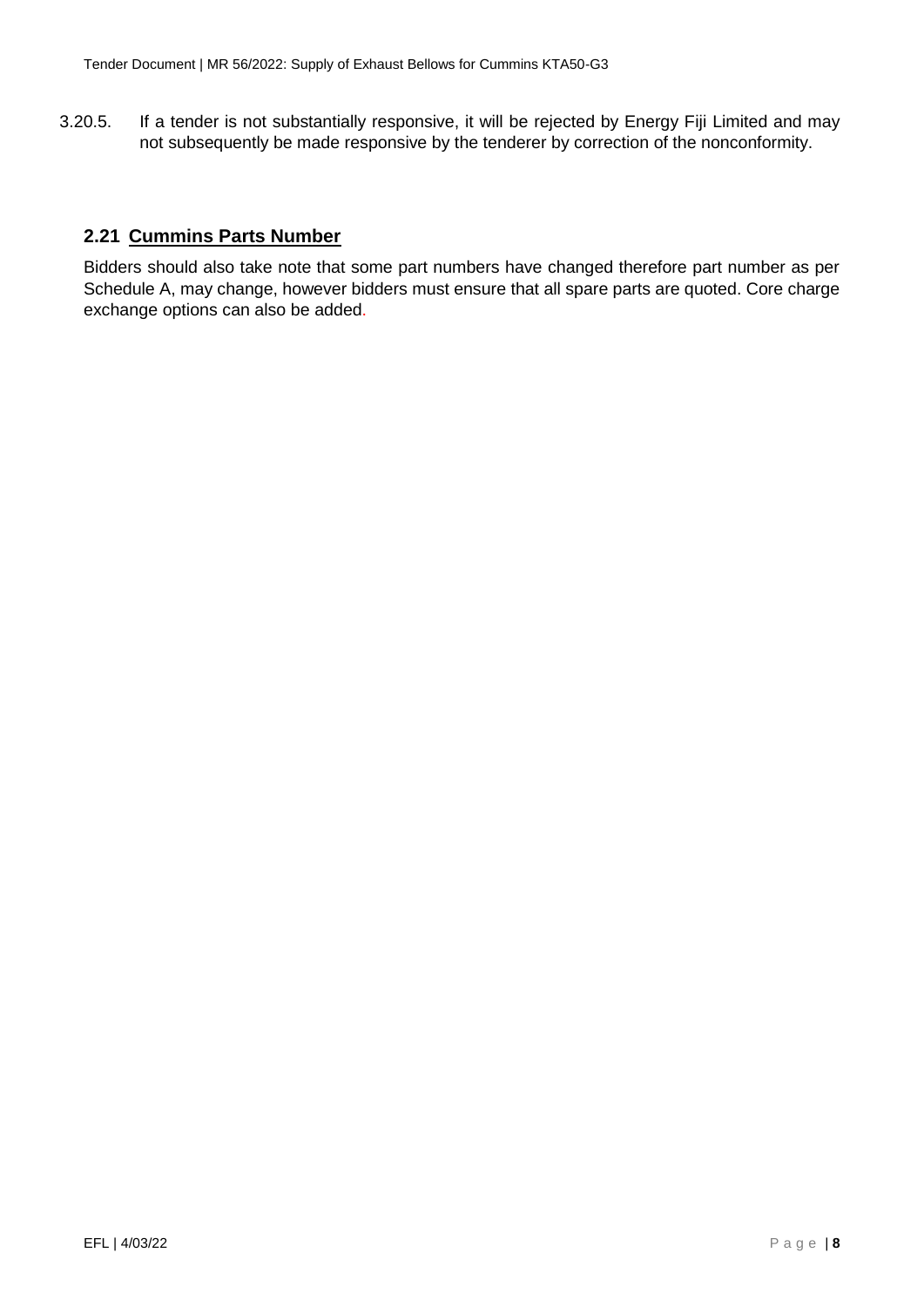3.20.5. If a tender is not substantially responsive, it will be rejected by Energy Fiji Limited and may not subsequently be made responsive by the tenderer by correction of the nonconformity.

## 2.21 Cummins Parts Number

Bidders should also take note that some part numbers have changed therefore part number as per Schedule A, may change, however bidders must ensure that all spare parts are quoted. Core charge exchange options can also be added.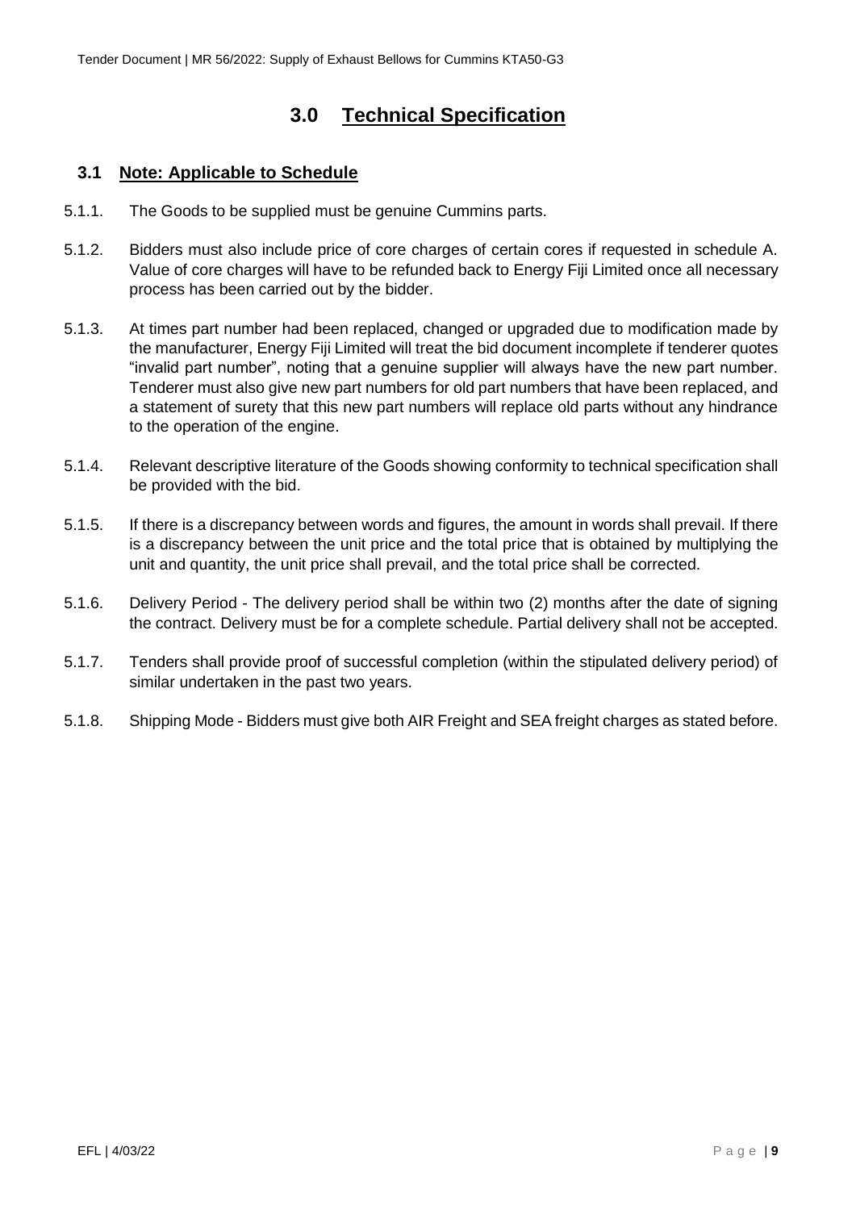# 3.0 Technical Specification

## 3.1 Note: Applicable to Schedule

5.1.1. The Goods to be supplied must be genuine Cummins parts.

5.1.2. Bidders must also include price of core charges of certain cores if requested in schedule A. Value of core charges will have to be refunded back to Energy Fiji Limited once all necessary process has been carried out by the bidder.

5.1.3. At times part number had been replaced, changed or upgraded due to modification made by the manufacturer, Energy Fiji Limited will treat the bid document incomplete if tenderer quotes "invalid part number", noting that a genuine supplier will always have the new part number. Tenderer must also give new part numbers for old part numbers that have been replaced, and a statement of surety that this new part numbers will replace old parts without any hindrance to the operation of the engine.

5.1.4. Relevant descriptive literature of the Goods showing conformity to technical specification shall be provided with the bid.

5.1.5. If there is a discrepancy between words and figures, the amount in words shall prevail. If there is a discrepancy between the unit price and the total price that is obtained by multiplying the unit and quantity, the unit price shall prevail, and the total price shall be corrected.

5.1.6. Delivery Period - The delivery period shall be within two (2) months after the date of signing the contract. Delivery must be for a complete schedule. Partial delivery shall not be accepted.

5.1.7. Tenders shall provide proof of successful completion (within the stipulated delivery period) of similar undertaken in the past two years.

5.1.8. Shipping Mode - Bidders must give both AIR Freight and SEA freight charges as stated before.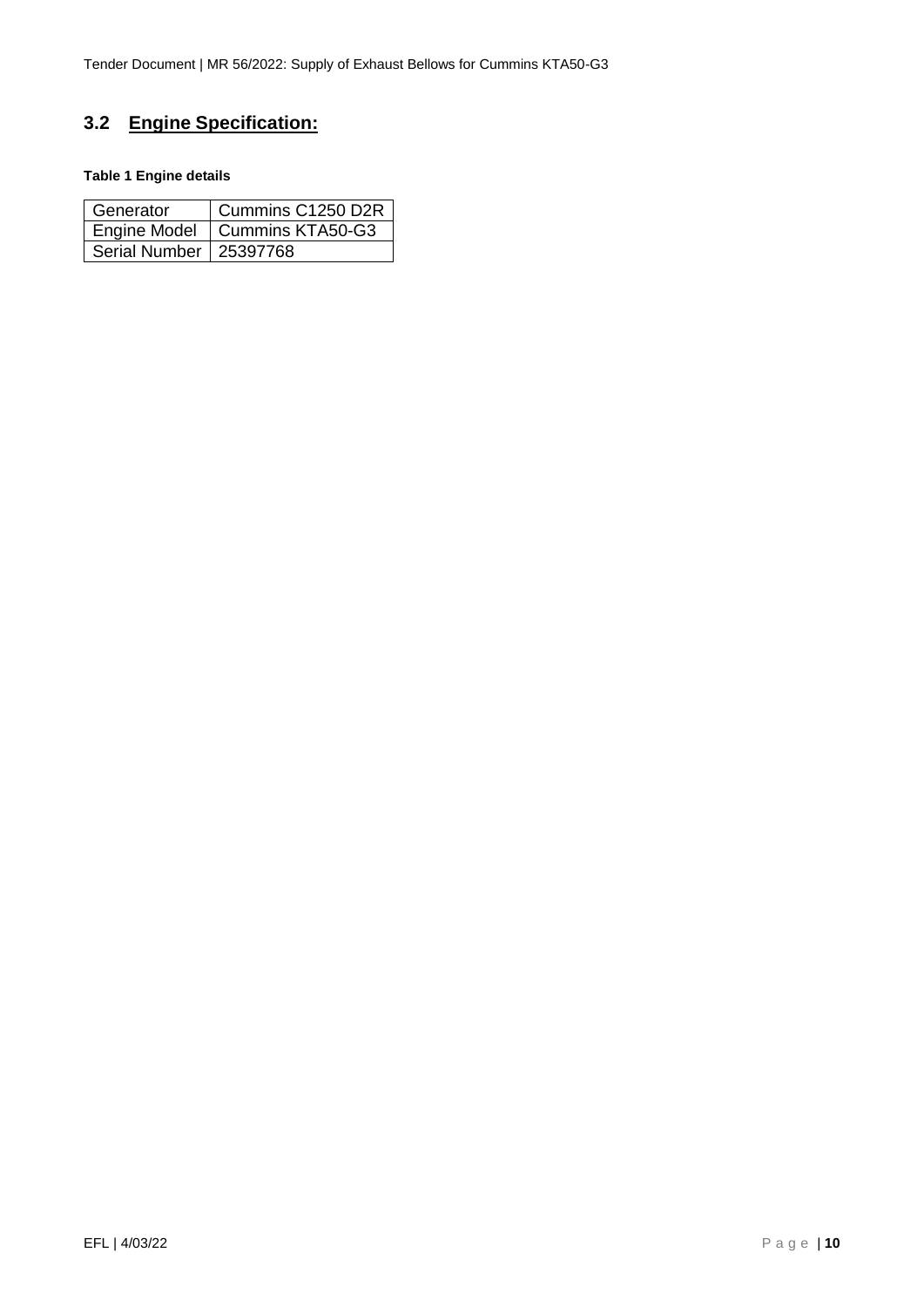## 3.2 Engine Specification:

**Table 1 Engine details**

| Generator | Cummins C1250 D2R |
|---|---|
| Engine Model | Cummins KTA50-G3 |
| Serial Number | 25397768 |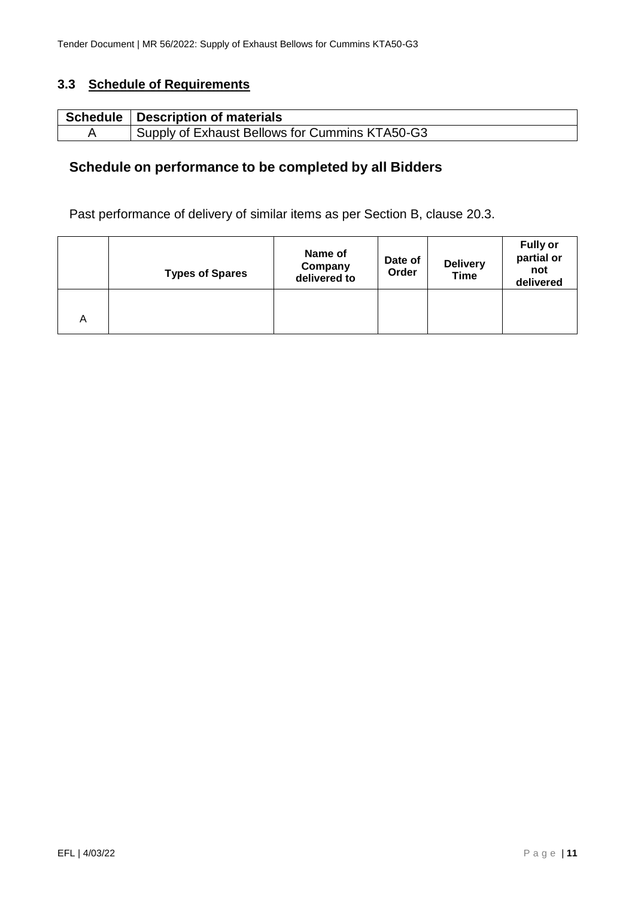### 3.3 Schedule of Requirements

| Schedule | Description of materials |
|---|---|
| A | Supply of Exhaust Bellows for Cummins KTA50-G3 |

## Schedule on performance to be completed by all Bidders

Past performance of delivery of similar items as per Section B, clause 20.3.

| | Types of Spares | Name of Company delivered to | Date of Order | Delivery Time | Fully or partial or not delivered |
|---|---|---|---|---|---|
| A | | | | | |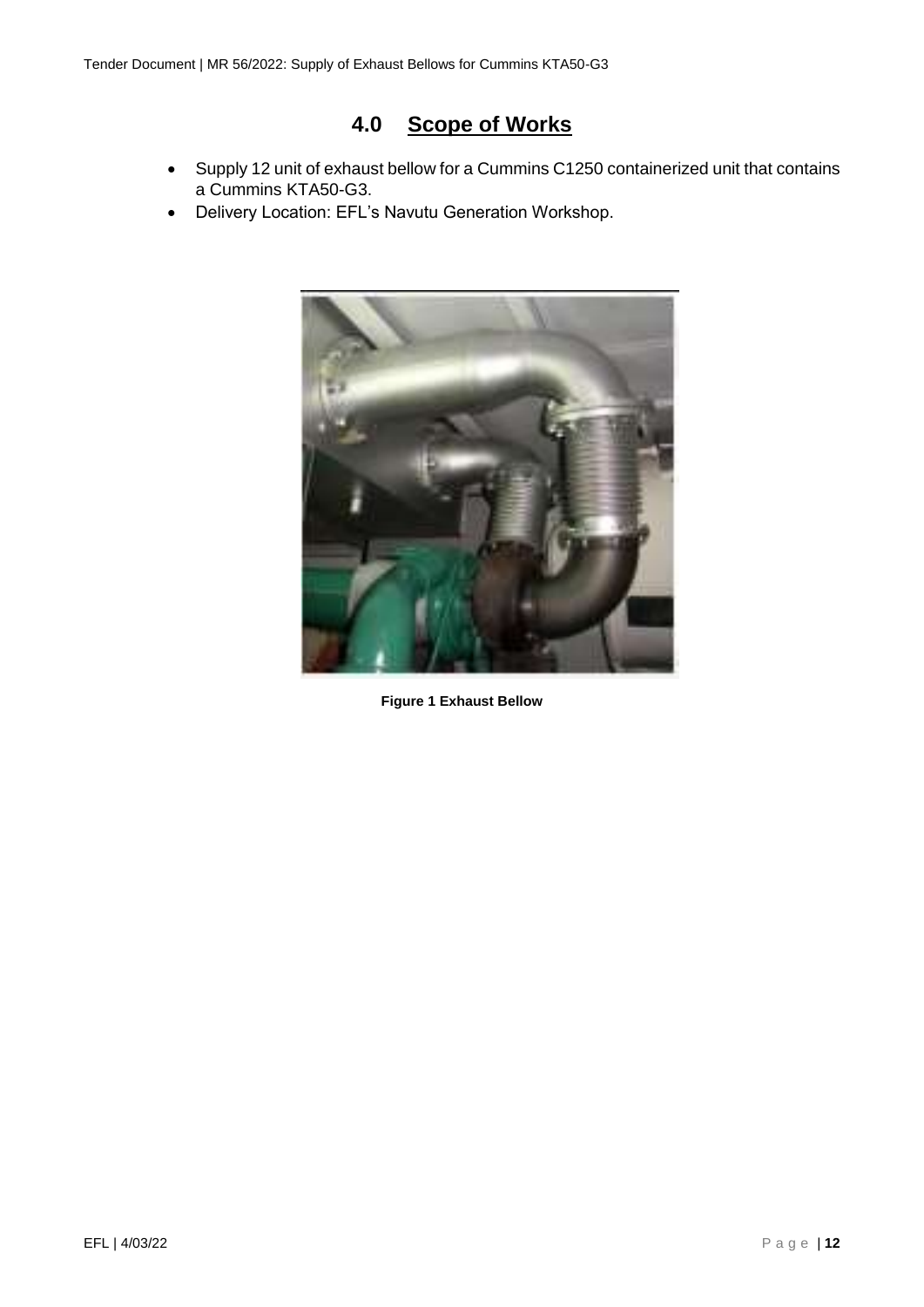## 4.0 Scope of Works

- Supply 12 unit of exhaust bellow for a Cummins C1250 containerized unit that contains a Cummins KTA50-G3.
- Delivery Location: EFL's Navutu Generation Workshop.

**Figure 1 Exhaust Bellow**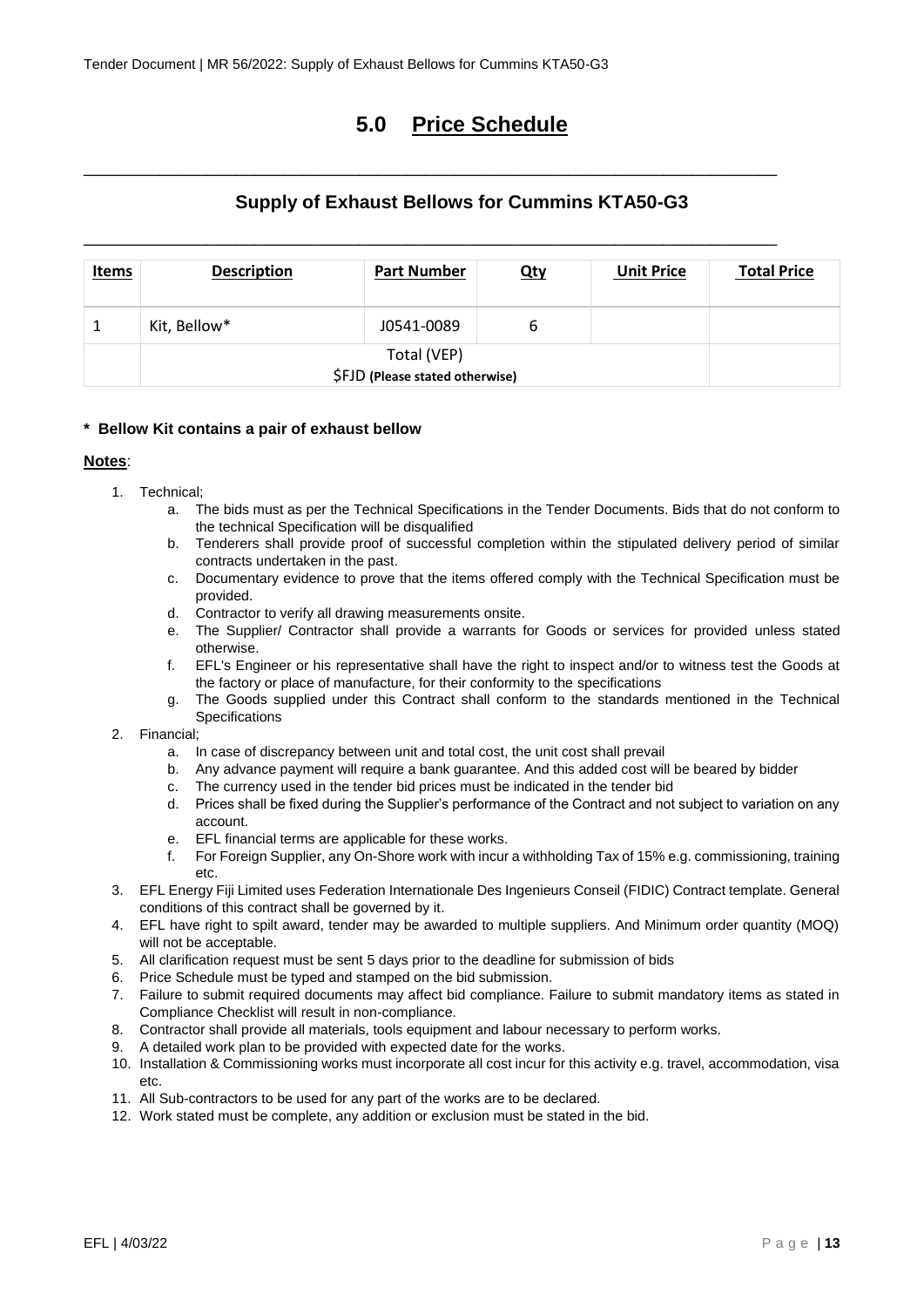# 5.0 Price Schedule

## Supply of Exhaust Bellows for Cummins KTA50-G3

| Items | Description | Part Number | Qty | Unit Price | Total Price |
|---|---|---|---|---|---|
| 1 | Kit, Bellow* | J0541-0089 | 6 | | |
| | Total (VEP) $FJD **(Please stated otherwise)** | | | | |

**\* Bellow Kit contains a pair of exhaust bellow**

**Notes**:

1. Technical;
   a. The bids must as per the Technical Specifications in the Tender Documents. Bids that do not conform to the technical Specification will be disqualified
   b. Tenderers shall provide proof of successful completion within the stipulated delivery period of similar contracts undertaken in the past.
   c. Documentary evidence to prove that the items offered comply with the Technical Specification must be provided.
   d. Contractor to verify all drawing measurements onsite.
   e. The Supplier/ Contractor shall provide a warrants for Goods or services for provided unless stated otherwise.
   f. EFL's Engineer or his representative shall have the right to inspect and/or to witness test the Goods at the factory or place of manufacture, for their conformity to the specifications
   g. The Goods supplied under this Contract shall conform to the standards mentioned in the Technical Specifications
2. Financial;
   a. In case of discrepancy between unit and total cost, the unit cost shall prevail
   b. Any advance payment will require a bank guarantee. And this added cost will be beared by bidder
   c. The currency used in the tender bid prices must be indicated in the tender bid
   d. Prices shall be fixed during the Supplier's performance of the Contract and not subject to variation on any account.
   e. EFL financial terms are applicable for these works.
   f. For Foreign Supplier, any On-Shore work with incur a withholding Tax of 15% e.g. commissioning, training etc.
3. EFL Energy Fiji Limited uses Federation Internationale Des Ingenieurs Conseil (FIDIC) Contract template. General conditions of this contract shall be governed by it.
4. EFL have right to spilt award, tender may be awarded to multiple suppliers. And Minimum order quantity (MOQ) will not be acceptable.
5. All clarification request must be sent 5 days prior to the deadline for submission of bids
6. Price Schedule must be typed and stamped on the bid submission.
7. Failure to submit required documents may affect bid compliance. Failure to submit mandatory items as stated in Compliance Checklist will result in non-compliance.
8. Contractor shall provide all materials, tools equipment and labour necessary to perform works.
9. A detailed work plan to be provided with expected date for the works.
10. Installation & Commissioning works must incorporate all cost incur for this activity e.g. travel, accommodation, visa etc.
11. All Sub-contractors to be used for any part of the works are to be declared.
12. Work stated must be complete, any addition or exclusion must be stated in the bid.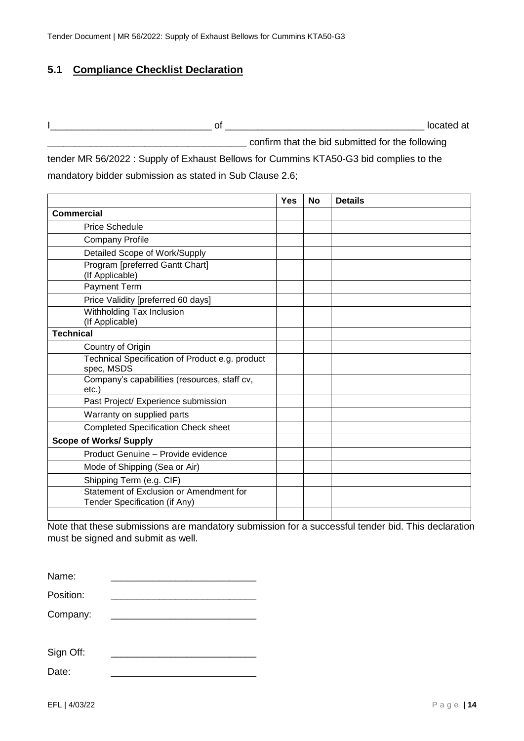## 5.1 Compliance Checklist Declaration

I_____________________________ of ____________________________________ located at ____________________________________ confirm that the bid submitted for the following tender MR 56/2022 : Supply of Exhaust Bellows for Cummins KTA50-G3 bid complies to the mandatory bidder submission as stated in Sub Clause 2.6;

| | Yes | No | Details |
|---|---|---|---|
| **Commercial** | | | |
| Price Schedule | | | |
| Company Profile | | | |
| Detailed Scope of Work/Supply | | | |
| Program [preferred Gantt Chart] (If Applicable) | | | |
| Payment Term | | | |
| Price Validity [preferred 60 days] | | | |
| Withholding Tax Inclusion (If Applicable) | | | |
| **Technical** | | | |
| Country of Origin | | | |
| Technical Specification of Product e.g. product spec, MSDS | | | |
| Company's capabilities (resources, staff cv, etc.) | | | |
| Past Project/ Experience submission | | | |
| Warranty on supplied parts | | | |
| Completed Specification Check sheet | | | |
| **Scope of Works/ Supply** | | | |
| Product Genuine – Provide evidence | | | |
| Mode of Shipping (Sea or Air) | | | |
| Shipping Term (e.g. CIF) | | | |
| Statement of Exclusion or Amendment for Tender Specification (if Any) | | | |
| | | | |

Note that these submissions are mandatory submission for a successful tender bid. This declaration must be signed and submit as well.

Name: ___________________________

Position: ___________________________

Company: ___________________________

Sign Off: ___________________________

Date: ___________________________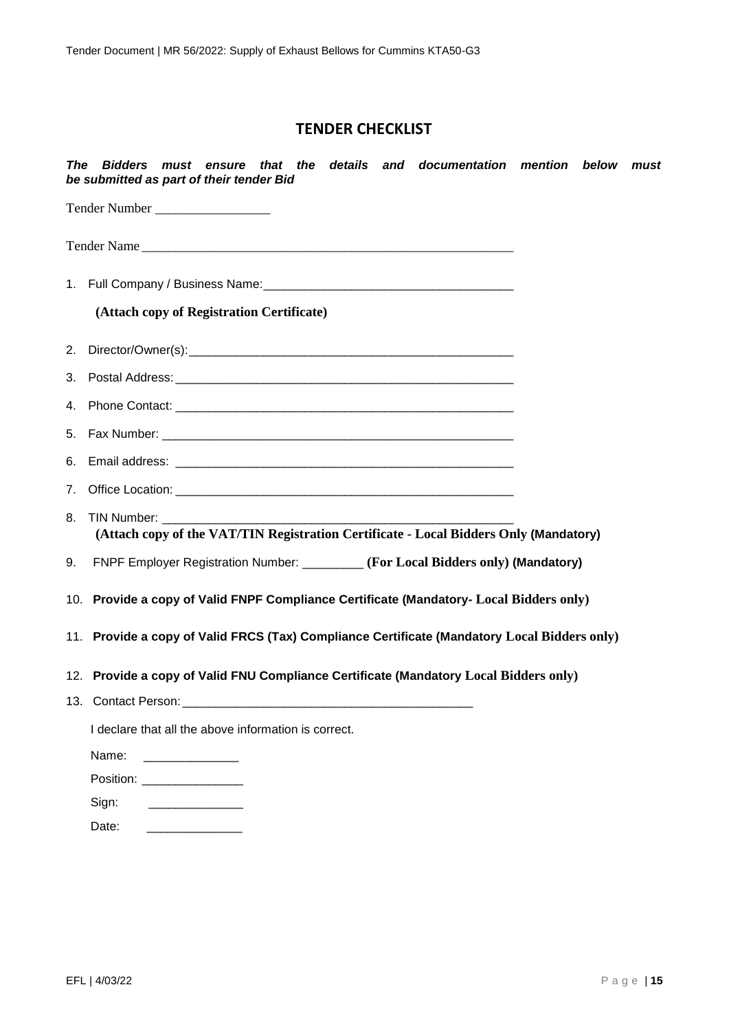## TENDER CHECKLIST

***The Bidders must ensure that the details and documentation mention below must be submitted as part of their tender Bid***

Tender Number _________________

Tender Name _________________________________________________________

1. Full Company / Business Name: _____________________________________

   **(Attach copy of Registration Certificate)**

2. Director/Owner(s): _________________________________________________
3. Postal Address: ___________________________________________________
4. Phone Contact: ___________________________________________________
5. Fax Number: _____________________________________________________
6. Email address: ___________________________________________________
7. Office Location: __________________________________________________
8. TIN Number: _____________________________________________________

   **(Attach copy of the VAT/TIN Registration Certificate - Local Bidders Only (Mandatory)**

9. FNPF Employer Registration Number: _________ **(For Local Bidders only) (Mandatory)**
10. **Provide a copy of Valid FNPF Compliance Certificate (Mandatory- Local Bidders only)**
11. **Provide a copy of Valid FRCS (Tax) Compliance Certificate (Mandatory Local Bidders only)**
12. **Provide a copy of Valid FNU Compliance Certificate (Mandatory Local Bidders only)**
13. Contact Person: ____________________________________________

I declare that all the above information is correct.

Name: ______________

Position: _______________

Sign: ______________

Date: ______________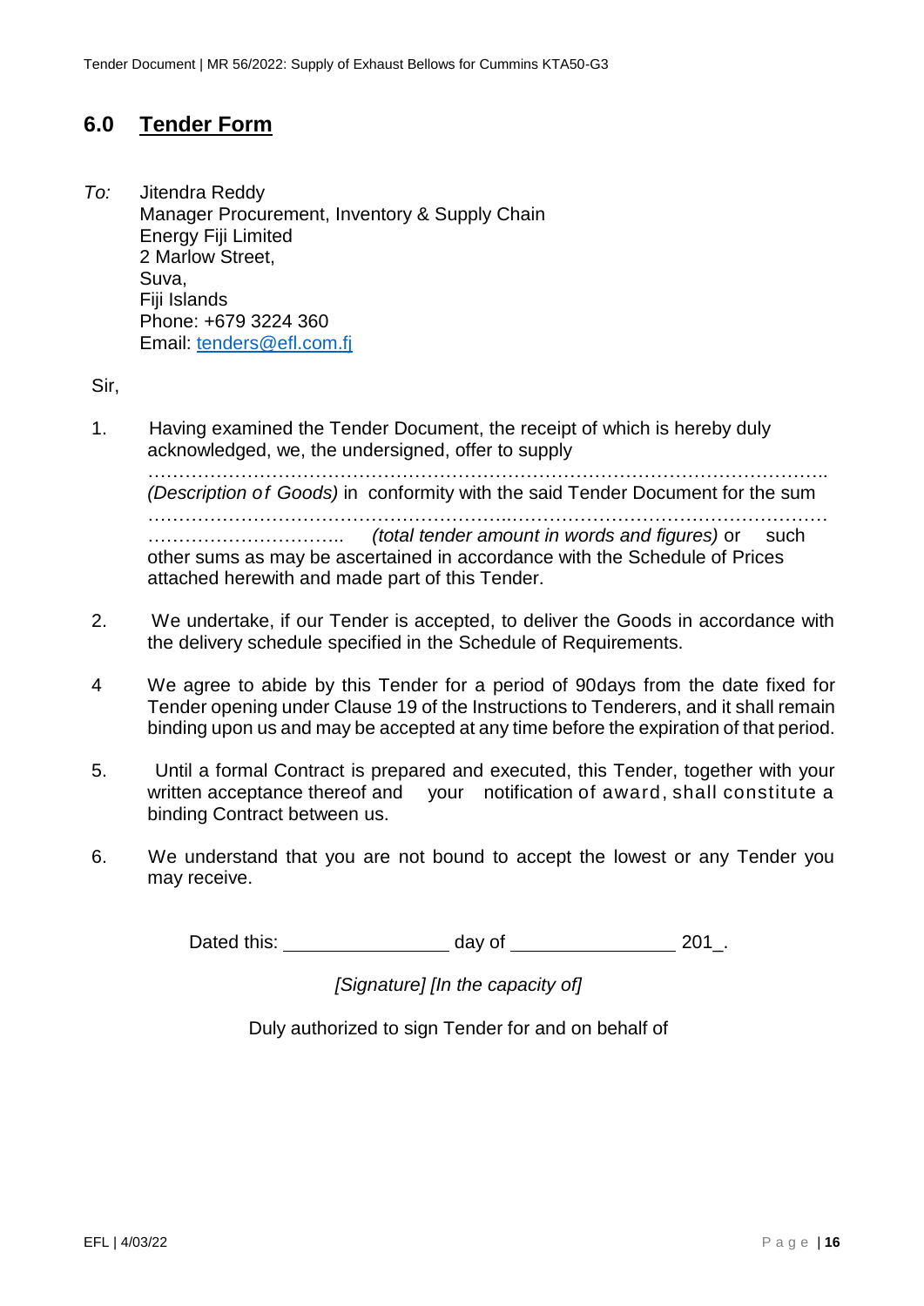## 6.0 Tender Form

*To:* Jitendra Reddy
Manager Procurement, Inventory & Supply Chain
Energy Fiji Limited
2 Marlow Street,
Suva,
Fiji Islands
Phone: +679 3224 360
Email: tenders@efl.com.fj

Sir,

1. Having examined the Tender Document, the receipt of which is hereby duly acknowledged, we, the undersigned, offer to supply ……………………………………………………………………………………………….. *(Description of Goods)* in conformity with the said Tender Document for the sum ………………………………………………………..…………………………………………… ………………………….. *(total tender amount in words and figures)* or such other sums as may be ascertained in accordance with the Schedule of Prices attached herewith and made part of this Tender.

2. We undertake, if our Tender is accepted, to deliver the Goods in accordance with the delivery schedule specified in the Schedule of Requirements.

4 We agree to abide by this Tender for a period of 90days from the date fixed for Tender opening under Clause 19 of the Instructions to Tenderers, and it shall remain binding upon us and may be accepted at any time before the expiration of that period.

5. Until a formal Contract is prepared and executed, this Tender, together with your written acceptance thereof and your notification of award, shall constitute a binding Contract between us.

6. We understand that you are not bound to accept the lowest or any Tender you may receive.

Dated this: ________________ day of ________________ 201_.

[Signature] [In the capacity of]

Duly authorized to sign Tender for and on behalf of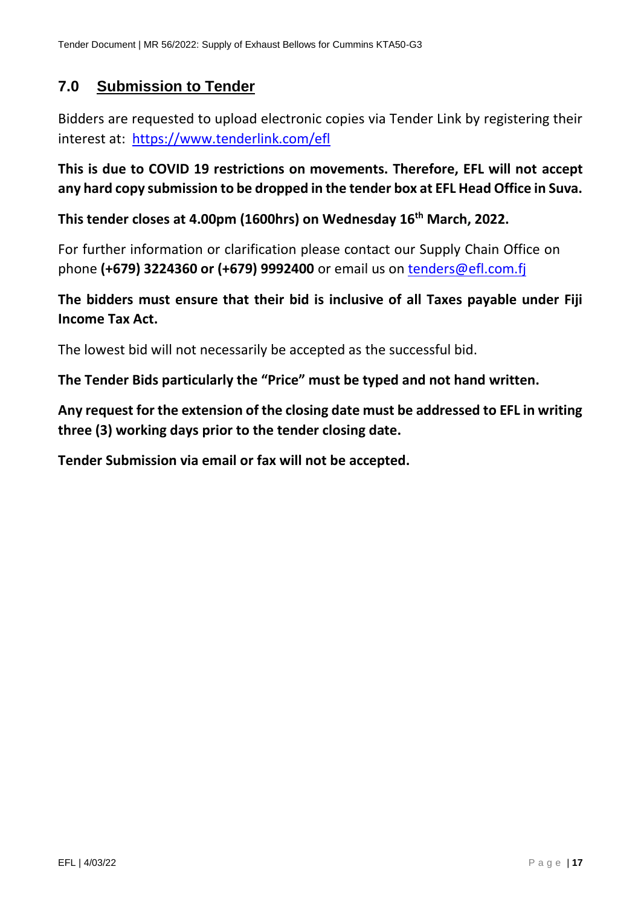## 7.0 Submission to Tender

Bidders are requested to upload electronic copies via Tender Link by registering their interest at: https://www.tenderlink.com/efl

**This is due to COVID 19 restrictions on movements. Therefore, EFL will not accept any hard copy submission to be dropped in the tender box at EFL Head Office in Suva.**

**This tender closes at 4.00pm (1600hrs) on Wednesday 16th March, 2022.**

For further information or clarification please contact our Supply Chain Office on phone **(+679) 3224360 or (+679) 9992400** or email us on tenders@efl.com.fj

**The bidders must ensure that their bid is inclusive of all Taxes payable under Fiji Income Tax Act.**

The lowest bid will not necessarily be accepted as the successful bid.

**The Tender Bids particularly the "Price" must be typed and not hand written.**

**Any request for the extension of the closing date must be addressed to EFL in writing three (3) working days prior to the tender closing date.**

**Tender Submission via email or fax will not be accepted.**